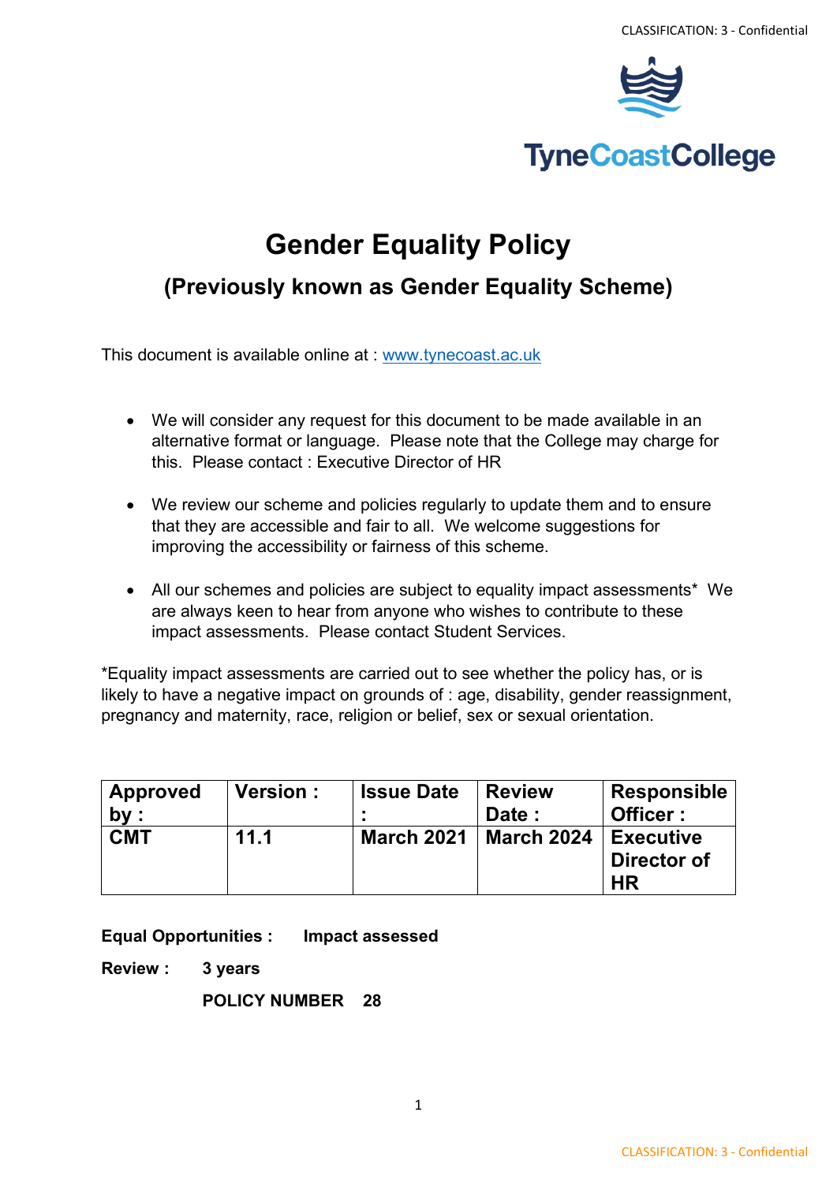# Gender Equality Policy

## (Previously known as Gender Equality Scheme)

This document is available online at : [www.tynecoast.ac.uk](www.tynecoast.ac.uk)

- We will consider any request for this document to be made available in an alternative format or language. Please note that the College may charge for this. Please contact : Executive Director of HR
- We review our scheme and policies regularly to update them and to ensure that they are accessible and fair to all. We welcome suggestions for improving the accessibility or fairness of this scheme.
- All our schemes and policies are subject to equality impact assessments* We are always keen to hear from anyone who wishes to contribute to these impact assessments. Please contact Student Services.

*Equality impact assessments are carried out to see whether the policy has, or is likely to have a negative impact on grounds of : age, disability, gender reassignment, pregnancy and maternity, race, religion or belief, sex or sexual orientation.

| Approved by : | Version : | Issue Date : | Review Date : | Responsible Officer : |
|---|---|---|---|---|
| **CMT** | **11.1** | **March 2021** | **March 2024** | **Executive Director of HR** |

**Equal Opportunities :** **Impact assessed**

**Review :** **3 years**

**POLICY NUMBER 28**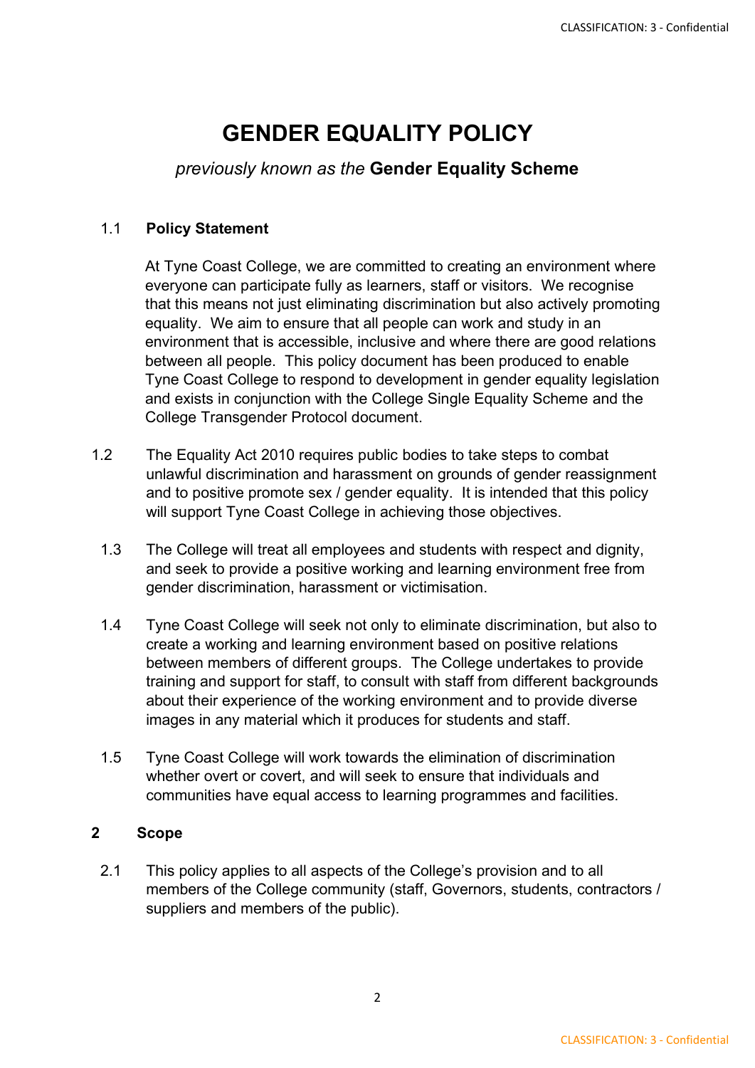# GENDER EQUALITY POLICY

*previously known as the* **Gender Equality Scheme**

1.1 **Policy Statement**

At Tyne Coast College, we are committed to creating an environment where everyone can participate fully as learners, staff or visitors. We recognise that this means not just eliminating discrimination but also actively promoting equality. We aim to ensure that all people can work and study in an environment that is accessible, inclusive and where there are good relations between all people. This policy document has been produced to enable Tyne Coast College to respond to development in gender equality legislation and exists in conjunction with the College Single Equality Scheme and the College Transgender Protocol document.

1.2 The Equality Act 2010 requires public bodies to take steps to combat unlawful discrimination and harassment on grounds of gender reassignment and to positive promote sex / gender equality. It is intended that this policy will support Tyne Coast College in achieving those objectives.

1.3 The College will treat all employees and students with respect and dignity, and seek to provide a positive working and learning environment free from gender discrimination, harassment or victimisation.

1.4 Tyne Coast College will seek not only to eliminate discrimination, but also to create a working and learning environment based on positive relations between members of different groups. The College undertakes to provide training and support for staff, to consult with staff from different backgrounds about their experience of the working environment and to provide diverse images in any material which it produces for students and staff.

1.5 Tyne Coast College will work towards the elimination of discrimination whether overt or covert, and will seek to ensure that individuals and communities have equal access to learning programmes and facilities.

## 2 Scope

2.1 This policy applies to all aspects of the College's provision and to all members of the College community (staff, Governors, students, contractors / suppliers and members of the public).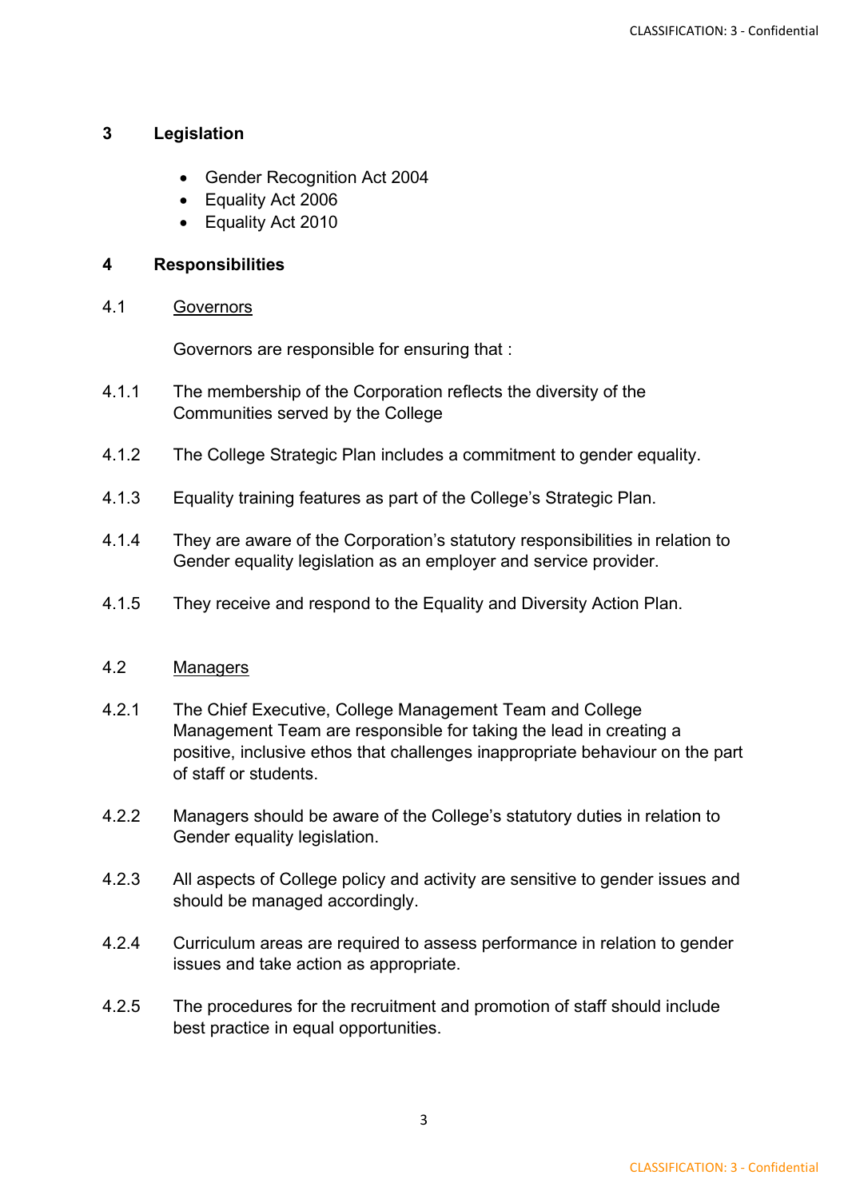## 3 Legislation

- Gender Recognition Act 2004
- Equality Act 2006
- Equality Act 2010

## 4 Responsibilities

4.1 Governors

Governors are responsible for ensuring that :

4.1.1 The membership of the Corporation reflects the diversity of the Communities served by the College

4.1.2 The College Strategic Plan includes a commitment to gender equality.

4.1.3 Equality training features as part of the College's Strategic Plan.

4.1.4 They are aware of the Corporation's statutory responsibilities in relation to Gender equality legislation as an employer and service provider.

4.1.5 They receive and respond to the Equality and Diversity Action Plan.

4.2 Managers

4.2.1 The Chief Executive, College Management Team and College Management Team are responsible for taking the lead in creating a positive, inclusive ethos that challenges inappropriate behaviour on the part of staff or students.

4.2.2 Managers should be aware of the College's statutory duties in relation to Gender equality legislation.

4.2.3 All aspects of College policy and activity are sensitive to gender issues and should be managed accordingly.

4.2.4 Curriculum areas are required to assess performance in relation to gender issues and take action as appropriate.

4.2.5 The procedures for the recruitment and promotion of staff should include best practice in equal opportunities.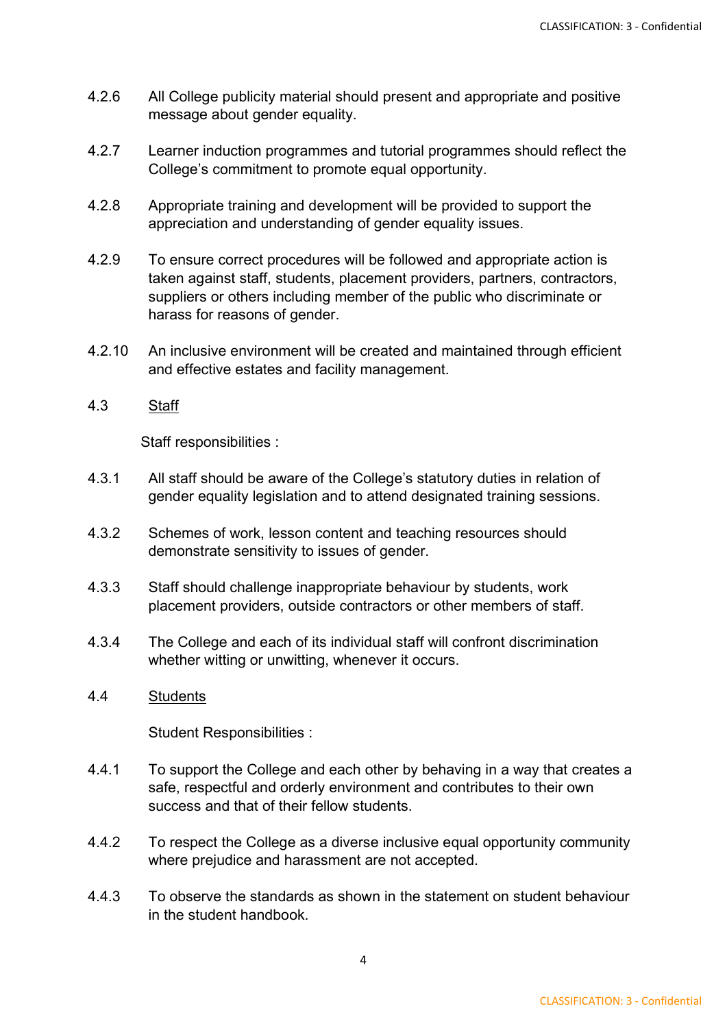4.2.6 All College publicity material should present and appropriate and positive message about gender equality.

4.2.7 Learner induction programmes and tutorial programmes should reflect the College's commitment to promote equal opportunity.

4.2.8 Appropriate training and development will be provided to support the appreciation and understanding of gender equality issues.

4.2.9 To ensure correct procedures will be followed and appropriate action is taken against staff, students, placement providers, partners, contractors, suppliers or others including member of the public who discriminate or harass for reasons of gender.

4.2.10 An inclusive environment will be created and maintained through efficient and effective estates and facility management.

4.3 <u>Staff</u>

Staff responsibilities :

4.3.1 All staff should be aware of the College's statutory duties in relation of gender equality legislation and to attend designated training sessions.

4.3.2 Schemes of work, lesson content and teaching resources should demonstrate sensitivity to issues of gender.

4.3.3 Staff should challenge inappropriate behaviour by students, work placement providers, outside contractors or other members of staff.

4.3.4 The College and each of its individual staff will confront discrimination whether witting or unwitting, whenever it occurs.

4.4 <u>Students</u>

Student Responsibilities :

4.4.1 To support the College and each other by behaving in a way that creates a safe, respectful and orderly environment and contributes to their own success and that of their fellow students.

4.4.2 To respect the College as a diverse inclusive equal opportunity community where prejudice and harassment are not accepted.

4.4.3 To observe the standards as shown in the statement on student behaviour in the student handbook.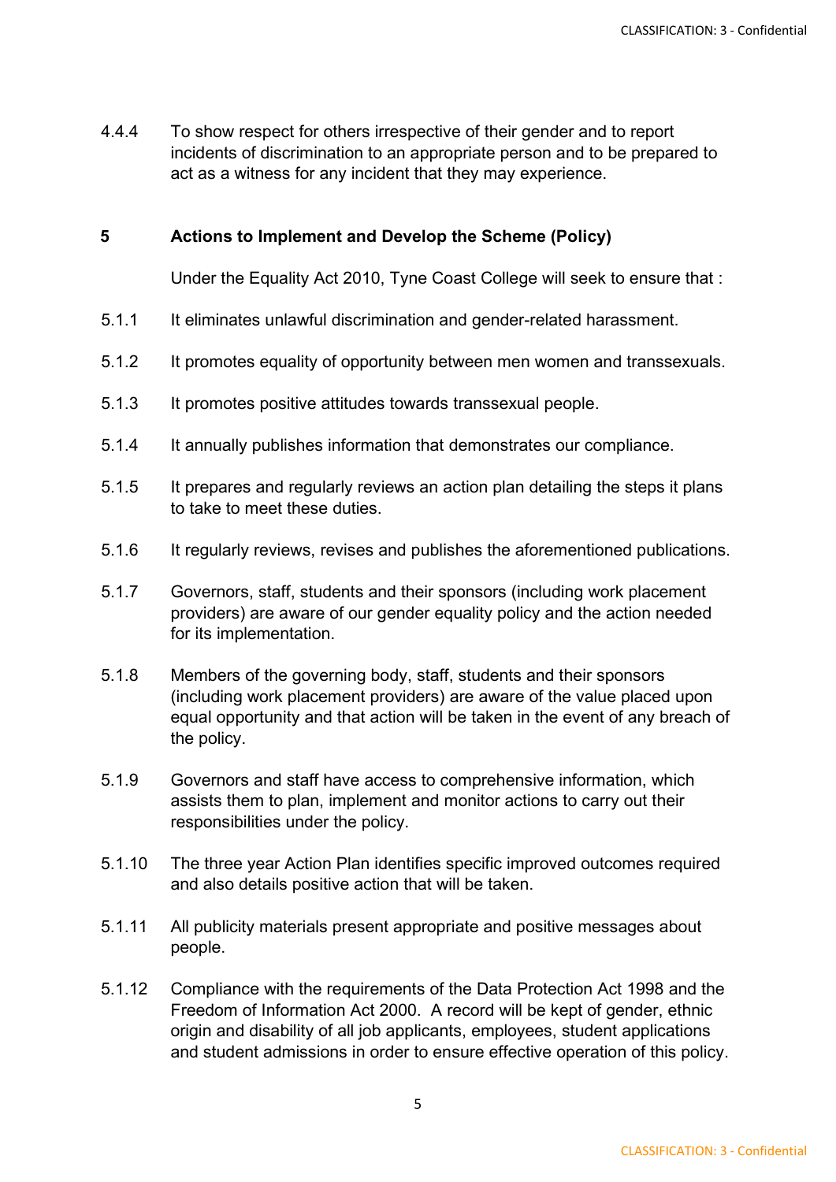4.4.4 To show respect for others irrespective of their gender and to report incidents of discrimination to an appropriate person and to be prepared to act as a witness for any incident that they may experience.

## 5 Actions to Implement and Develop the Scheme (Policy)

Under the Equality Act 2010, Tyne Coast College will seek to ensure that :

5.1.1 It eliminates unlawful discrimination and gender-related harassment.

5.1.2 It promotes equality of opportunity between men women and transsexuals.

5.1.3 It promotes positive attitudes towards transsexual people.

5.1.4 It annually publishes information that demonstrates our compliance.

5.1.5 It prepares and regularly reviews an action plan detailing the steps it plans to take to meet these duties.

5.1.6 It regularly reviews, revises and publishes the aforementioned publications.

5.1.7 Governors, staff, students and their sponsors (including work placement providers) are aware of our gender equality policy and the action needed for its implementation.

5.1.8 Members of the governing body, staff, students and their sponsors (including work placement providers) are aware of the value placed upon equal opportunity and that action will be taken in the event of any breach of the policy.

5.1.9 Governors and staff have access to comprehensive information, which assists them to plan, implement and monitor actions to carry out their responsibilities under the policy.

5.1.10 The three year Action Plan identifies specific improved outcomes required and also details positive action that will be taken.

5.1.11 All publicity materials present appropriate and positive messages about people.

5.1.12 Compliance with the requirements of the Data Protection Act 1998 and the Freedom of Information Act 2000. A record will be kept of gender, ethnic origin and disability of all job applicants, employees, student applications and student admissions in order to ensure effective operation of this policy.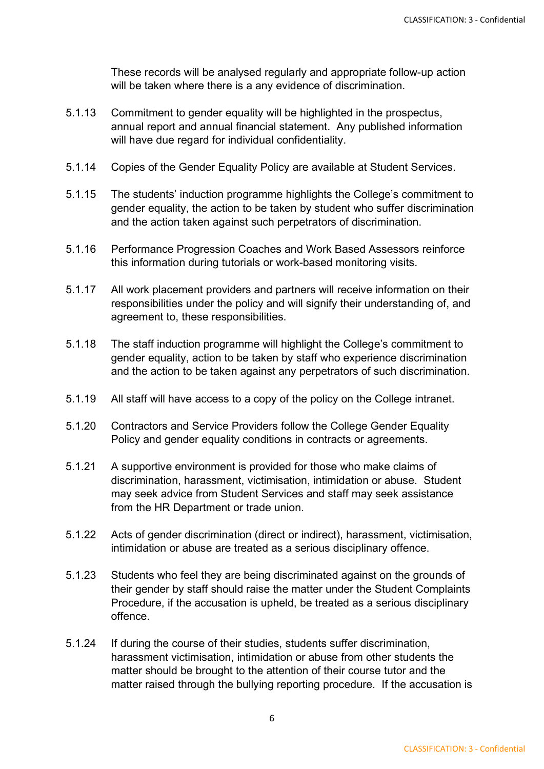These records will be analysed regularly and appropriate follow-up action will be taken where there is a any evidence of discrimination.

5.1.13 Commitment to gender equality will be highlighted in the prospectus, annual report and annual financial statement. Any published information will have due regard for individual confidentiality.

5.1.14 Copies of the Gender Equality Policy are available at Student Services.

5.1.15 The students' induction programme highlights the College's commitment to gender equality, the action to be taken by student who suffer discrimination and the action taken against such perpetrators of discrimination.

5.1.16 Performance Progression Coaches and Work Based Assessors reinforce this information during tutorials or work-based monitoring visits.

5.1.17 All work placement providers and partners will receive information on their responsibilities under the policy and will signify their understanding of, and agreement to, these responsibilities.

5.1.18 The staff induction programme will highlight the College's commitment to gender equality, action to be taken by staff who experience discrimination and the action to be taken against any perpetrators of such discrimination.

5.1.19 All staff will have access to a copy of the policy on the College intranet.

5.1.20 Contractors and Service Providers follow the College Gender Equality Policy and gender equality conditions in contracts or agreements.

5.1.21 A supportive environment is provided for those who make claims of discrimination, harassment, victimisation, intimidation or abuse. Student may seek advice from Student Services and staff may seek assistance from the HR Department or trade union.

5.1.22 Acts of gender discrimination (direct or indirect), harassment, victimisation, intimidation or abuse are treated as a serious disciplinary offence.

5.1.23 Students who feel they are being discriminated against on the grounds of their gender by staff should raise the matter under the Student Complaints Procedure, if the accusation is upheld, be treated as a serious disciplinary offence.

5.1.24 If during the course of their studies, students suffer discrimination, harassment victimisation, intimidation or abuse from other students the matter should be brought to the attention of their course tutor and the matter raised through the bullying reporting procedure. If the accusation is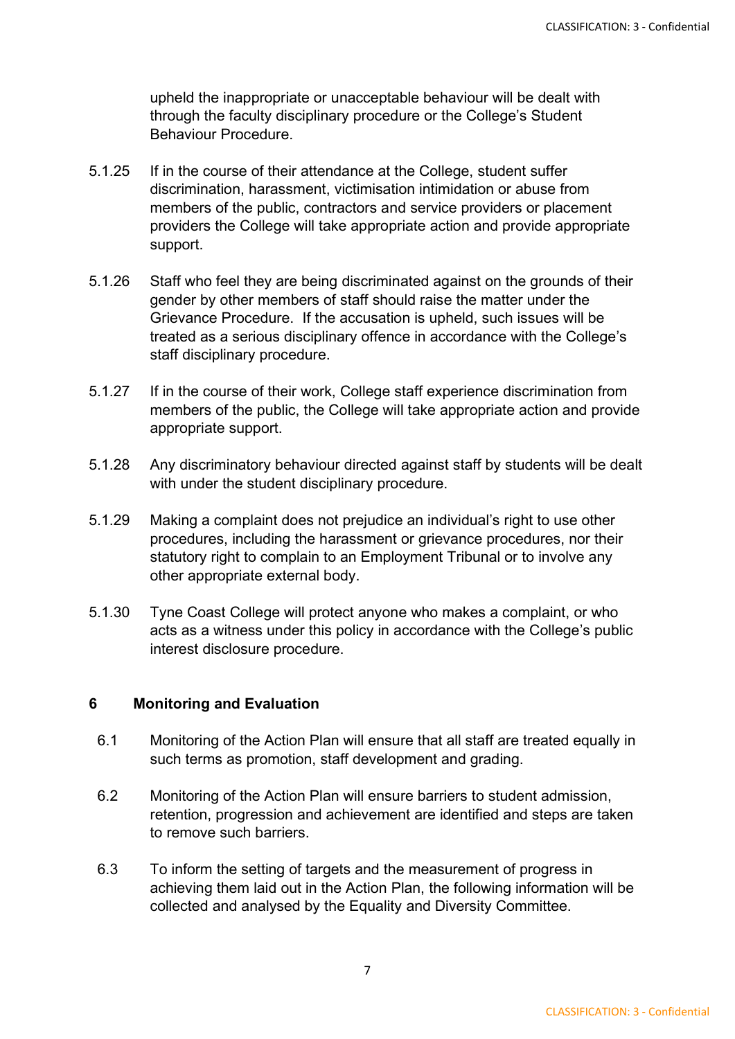upheld the inappropriate or unacceptable behaviour will be dealt with through the faculty disciplinary procedure or the College's Student Behaviour Procedure.

5.1.25 If in the course of their attendance at the College, student suffer discrimination, harassment, victimisation intimidation or abuse from members of the public, contractors and service providers or placement providers the College will take appropriate action and provide appropriate support.

5.1.26 Staff who feel they are being discriminated against on the grounds of their gender by other members of staff should raise the matter under the Grievance Procedure. If the accusation is upheld, such issues will be treated as a serious disciplinary offence in accordance with the College's staff disciplinary procedure.

5.1.27 If in the course of their work, College staff experience discrimination from members of the public, the College will take appropriate action and provide appropriate support.

5.1.28 Any discriminatory behaviour directed against staff by students will be dealt with under the student disciplinary procedure.

5.1.29 Making a complaint does not prejudice an individual's right to use other procedures, including the harassment or grievance procedures, nor their statutory right to complain to an Employment Tribunal or to involve any other appropriate external body.

5.1.30 Tyne Coast College will protect anyone who makes a complaint, or who acts as a witness under this policy in accordance with the College's public interest disclosure procedure.

## 6 Monitoring and Evaluation

6.1 Monitoring of the Action Plan will ensure that all staff are treated equally in such terms as promotion, staff development and grading.

6.2 Monitoring of the Action Plan will ensure barriers to student admission, retention, progression and achievement are identified and steps are taken to remove such barriers.

6.3 To inform the setting of targets and the measurement of progress in achieving them laid out in the Action Plan, the following information will be collected and analysed by the Equality and Diversity Committee.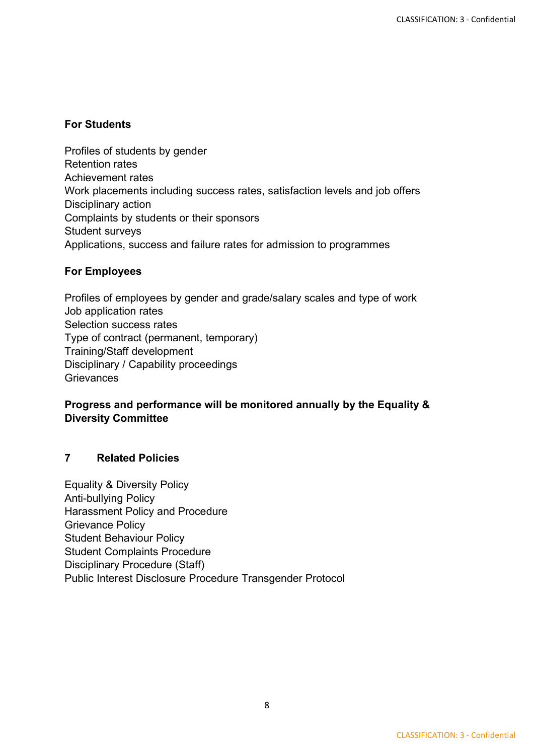**For Students**

Profiles of students by gender
Retention rates
Achievement rates
Work placements including success rates, satisfaction levels and job offers
Disciplinary action
Complaints by students or their sponsors
Student surveys
Applications, success and failure rates for admission to programmes

**For Employees**

Profiles of employees by gender and grade/salary scales and type of work
Job application rates
Selection success rates
Type of contract (permanent, temporary)
Training/Staff development
Disciplinary / Capability proceedings
Grievances

**Progress and performance will be monitored annually by the Equality & Diversity Committee**

## 7 Related Policies

Equality & Diversity Policy
Anti-bullying Policy
Harassment Policy and Procedure
Grievance Policy
Student Behaviour Policy
Student Complaints Procedure
Disciplinary Procedure (Staff)
Public Interest Disclosure Procedure Transgender Protocol